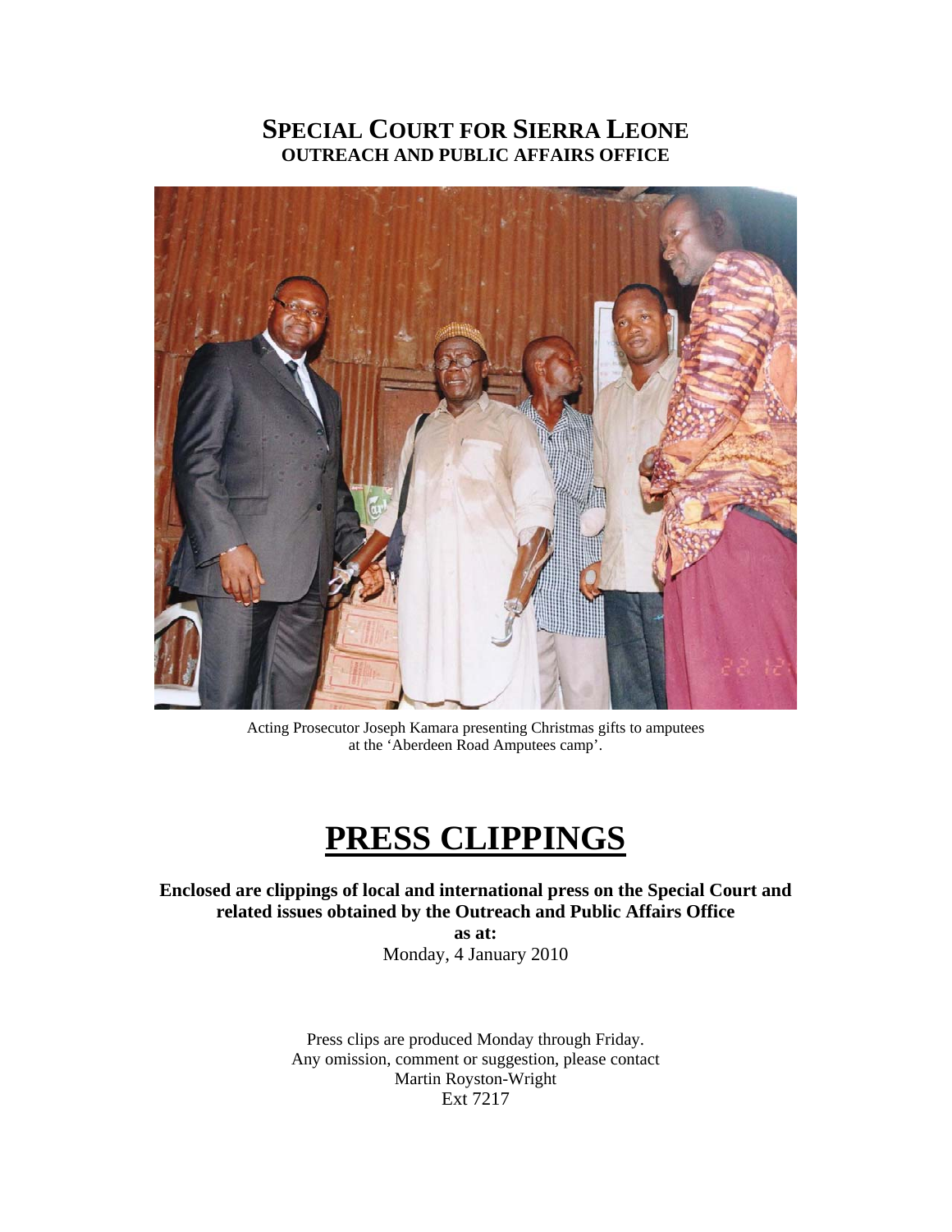# SPECIAL COURT FOR SIERRA LEONE
## OUTREACH AND PUBLIC AFFAIRS OFFICE

Acting Prosecutor Joseph Kamara presenting Christmas gifts to amputees at the 'Aberdeen Road Amputees camp'.

# PRESS CLIPPINGS

**Enclosed are clippings of local and international press on the Special Court and related issues obtained by the Outreach and Public Affairs Office**

**as at:**

Monday, 4 January 2010

Press clips are produced Monday through Friday.
Any omission, comment or suggestion, please contact
Martin Royston-Wright
Ext 7217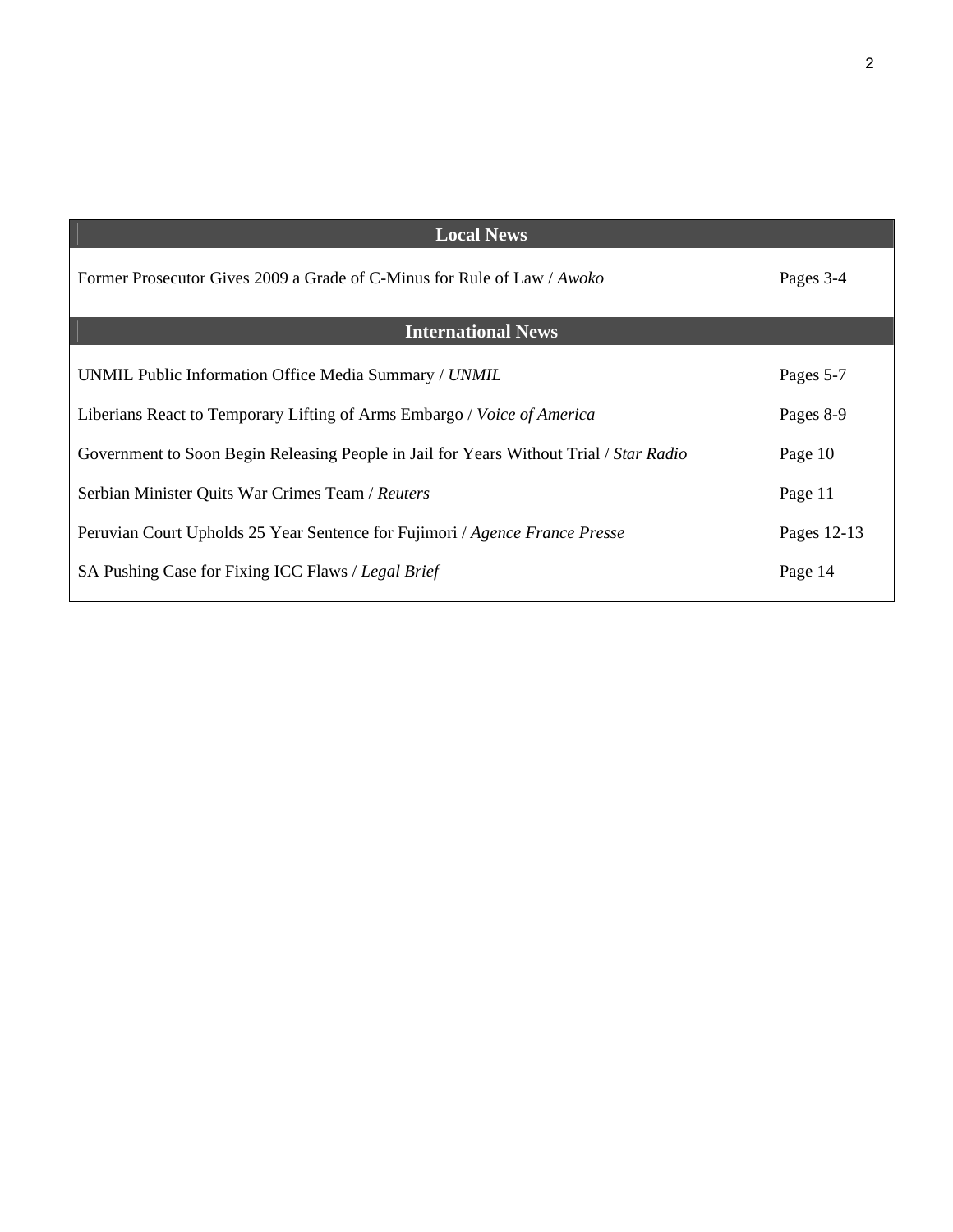| Local News | |
|---|---|
| Former Prosecutor Gives 2009 a Grade of C-Minus for Rule of Law / *Awoko* | Pages 3-4 |
| **International News** | |
| UNMIL Public Information Office Media Summary / *UNMIL* | Pages 5-7 |
| Liberians React to Temporary Lifting of Arms Embargo / *Voice of America* | Pages 8-9 |
| Government to Soon Begin Releasing People in Jail for Years Without Trial / *Star Radio* | Page 10 |
| Serbian Minister Quits War Crimes Team / *Reuters* | Page 11 |
| Peruvian Court Upholds 25 Year Sentence for Fujimori / *Agence France Presse* | Pages 12-13 |
| SA Pushing Case for Fixing ICC Flaws / *Legal Brief* | Page 14 |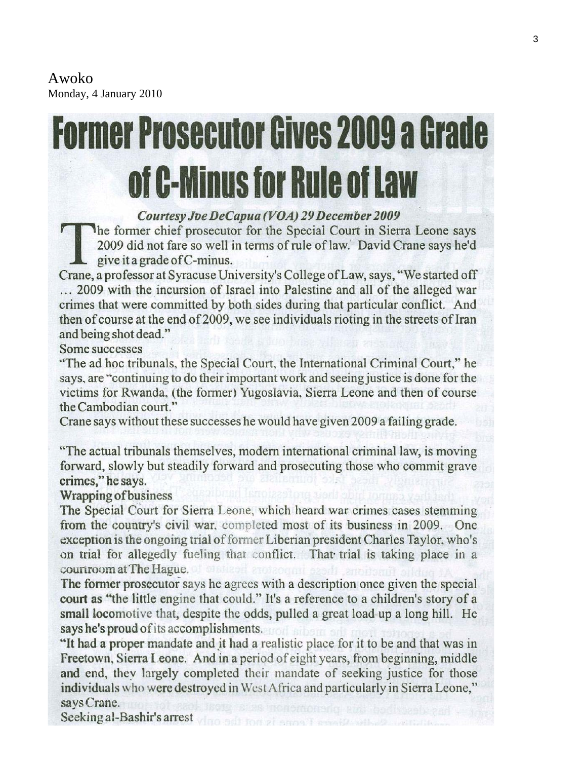Awoko
Monday, 4 January 2010

# Former Prosecutor Gives 2009 a Grade of C-Minus for Rule of Law

*Courtesy Joe DeCapua (VOA) 29 December 2009*

The former chief prosecutor for the Special Court in Sierra Leone says 2009 did not fare so well in terms of rule of law. David Crane says he'd give it a grade of C-minus.

Crane, a professor at Syracuse University's College of Law, says, "We started off … 2009 with the incursion of Israel into Palestine and all of the alleged war crimes that were committed by both sides during that particular conflict. And then of course at the end of 2009, we see individuals rioting in the streets of Iran and being shot dead."

**Some successes**

"The ad hoc tribunals, the Special Court, the International Criminal Court," he says, are "continuing to do their important work and seeing justice is done for the victims for Rwanda, (the former) Yugoslavia, Sierra Leone and then of course the Cambodian court."

Crane says without these successes he would have given 2009 a failing grade.

"The actual tribunals themselves, modern international criminal law, is moving forward, slowly but steadily forward and prosecuting those who commit grave crimes," he says.

**Wrapping of business**

The Special Court for Sierra Leone, which heard war crimes cases stemming from the country's civil war, completed most of its business in 2009. One exception is the ongoing trial of former Liberian president Charles Taylor, who's on trial for allegedly fueling that conflict. That trial is taking place in a courtroom at The Hague.

The former prosecutor says he agrees with a description once given the special court as "the little engine that could." It's a reference to a children's story of a small locomotive that, despite the odds, pulled a great load up a long hill. He says he's proud of its accomplishments.

"It had a proper mandate and it had a realistic place for it to be and that was in Freetown, Sierra Leone. And in a period of eight years, from beginning, middle and end, they largely completed their mandate of seeking justice for those individuals who were destroyed in West Africa and particularly in Sierra Leone," says Crane.

**Seeking al-Bashir's arrest**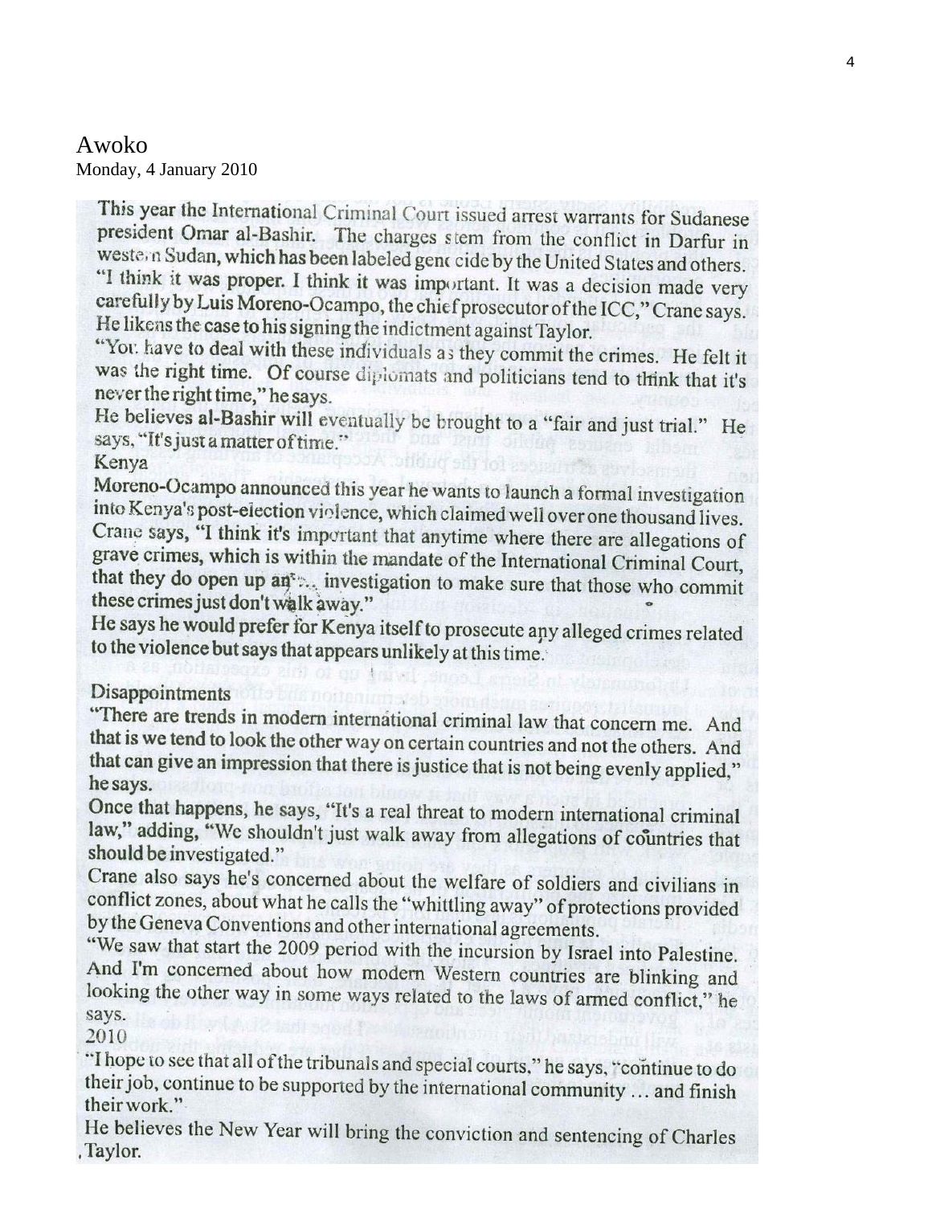Awoko
Monday, 4 January 2010

This year the International Criminal Court issued arrest warrants for Sudanese president Omar al-Bashir. The charges stem from the conflict in Darfur in western Sudan, which has been labeled genocide by the United States and others.

"I think it was proper. I think it was important. It was a decision made very carefully by Luis Moreno-Ocampo, the chief prosecutor of the ICC," Crane says. He likens the case to his signing the indictment against Taylor.

"You have to deal with these individuals as they commit the crimes. He felt it was the right time. Of course diplomats and politicians tend to think that it's never the right time," he says.

He believes al-Bashir will eventually be brought to a "fair and just trial." He says, "It's just a matter of time."

Kenya

Moreno-Ocampo announced this year he wants to launch a formal investigation into Kenya's post-election violence, which claimed well over one thousand lives. Crane says, "I think it's important that anytime where there are allegations of grave crimes, which is within the mandate of the International Criminal Court, that they do open up an investigation to make sure that those who commit these crimes just don't walk away."

He says he would prefer for Kenya itself to prosecute any alleged crimes related to the violence but says that appears unlikely at this time.

Disappointments

"There are trends in modern international criminal law that concern me. And that is we tend to look the other way on certain countries and not the others. And that can give an impression that there is justice that is not being evenly applied," he says.

Once that happens, he says, "It's a real threat to modern international criminal law," adding, "We shouldn't just walk away from allegations of countries that should be investigated."

Crane also says he's concerned about the welfare of soldiers and civilians in conflict zones, about what he calls the "whittling away" of protections provided by the Geneva Conventions and other international agreements.

"We saw that start the 2009 period with the incursion by Israel into Palestine. And I'm concerned about how modern Western countries are blinking and looking the other way in some ways related to the laws of armed conflict," he says.

2010

"I hope to see that all of the tribunals and special courts," he says, "continue to do their job, continue to be supported by the international community … and finish their work."

He believes the New Year will bring the conviction and sentencing of Charles Taylor.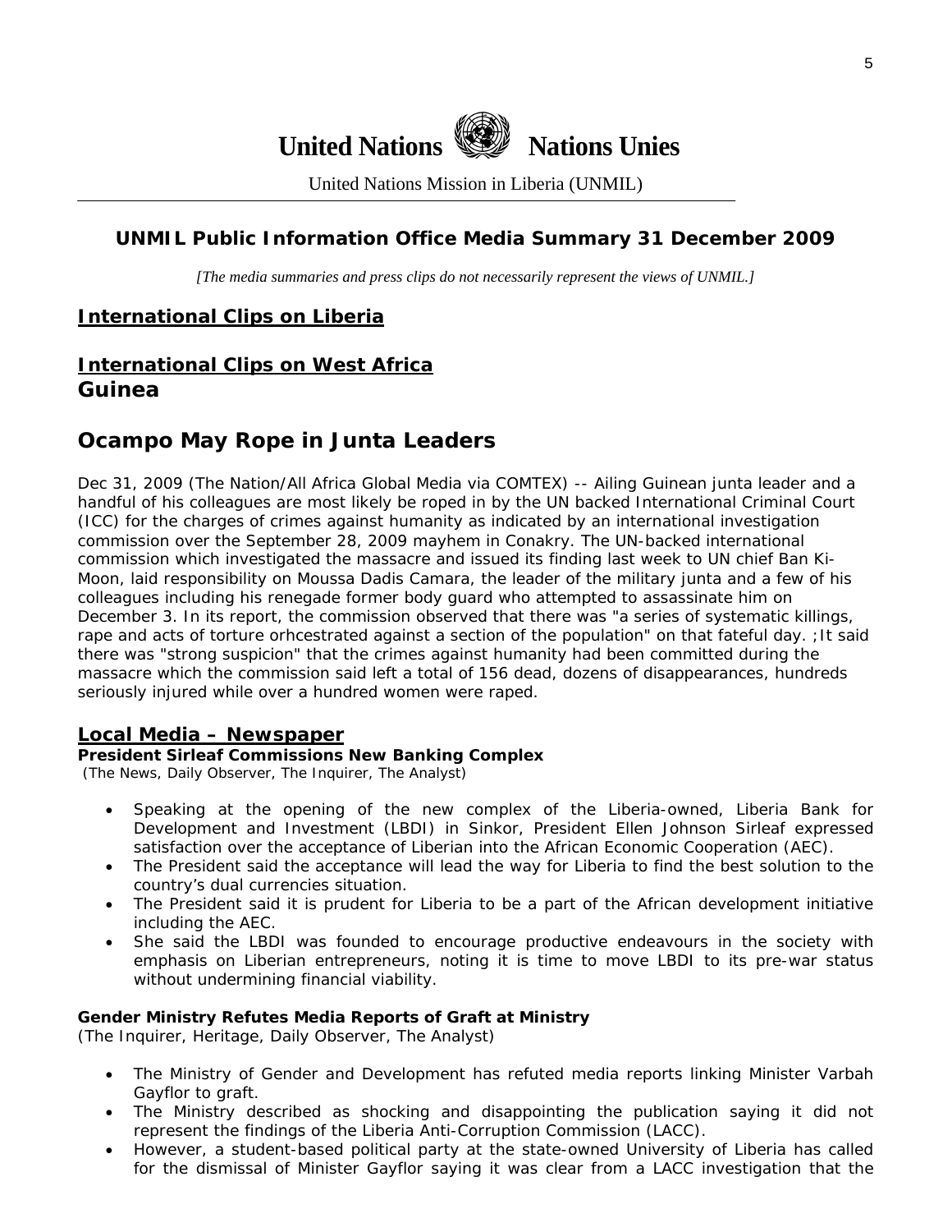# United Nations Nations Unies

United Nations Mission in Liberia (UNMIL)

## UNMIL Public Information Office Media Summary 31 December 2009

*[The media summaries and press clips do not necessarily represent the views of UNMIL.]*

## International Clips on Liberia

## International Clips on West Africa

### Guinea

## Ocampo May Rope in Junta Leaders

Dec 31, 2009 (The Nation/All Africa Global Media via COMTEX) -- Ailing Guinean junta leader and a handful of his colleagues are most likely be roped in by the UN backed International Criminal Court (ICC) for the charges of crimes against humanity as indicated by an international investigation commission over the September 28, 2009 mayhem in Conakry. The UN-backed international commission which investigated the massacre and issued its finding last week to UN chief Ban Ki-Moon, laid responsibility on Moussa Dadis Camara, the leader of the military junta and a few of his colleagues including his renegade former body guard who attempted to assassinate him on December 3. In its report, the commission observed that there was "a series of systematic killings, rape and acts of torture orhcestrated against a section of the population" on that fateful day. ;It said there was "strong suspicion" that the crimes against humanity had been committed during the massacre which the commission said left a total of 156 dead, dozens of disappearances, hundreds seriously injured while over a hundred women were raped.

## Local Media – Newspaper

**President Sirleaf Commissions New Banking Complex**
(The News, Daily Observer, The Inquirer, The Analyst)

- Speaking at the opening of the new complex of the Liberia-owned, Liberia Bank for Development and Investment (LBDI) in Sinkor, President Ellen Johnson Sirleaf expressed satisfaction over the acceptance of Liberian into the African Economic Cooperation (AEC).
- The President said the acceptance will lead the way for Liberia to find the best solution to the country's dual currencies situation.
- The President said it is prudent for Liberia to be a part of the African development initiative including the AEC.
- She said the LBDI was founded to encourage productive endeavours in the society with emphasis on Liberian entrepreneurs, noting it is time to move LBDI to its pre-war status without undermining financial viability.

**Gender Ministry Refutes Media Reports of Graft at Ministry**
(The Inquirer, Heritage, Daily Observer, The Analyst)

- The Ministry of Gender and Development has refuted media reports linking Minister Varbah Gayflor to graft.
- The Ministry described as shocking and disappointing the publication saying it did not represent the findings of the Liberia Anti-Corruption Commission (LACC).
- However, a student-based political party at the state-owned University of Liberia has called for the dismissal of Minister Gayflor saying it was clear from a LACC investigation that the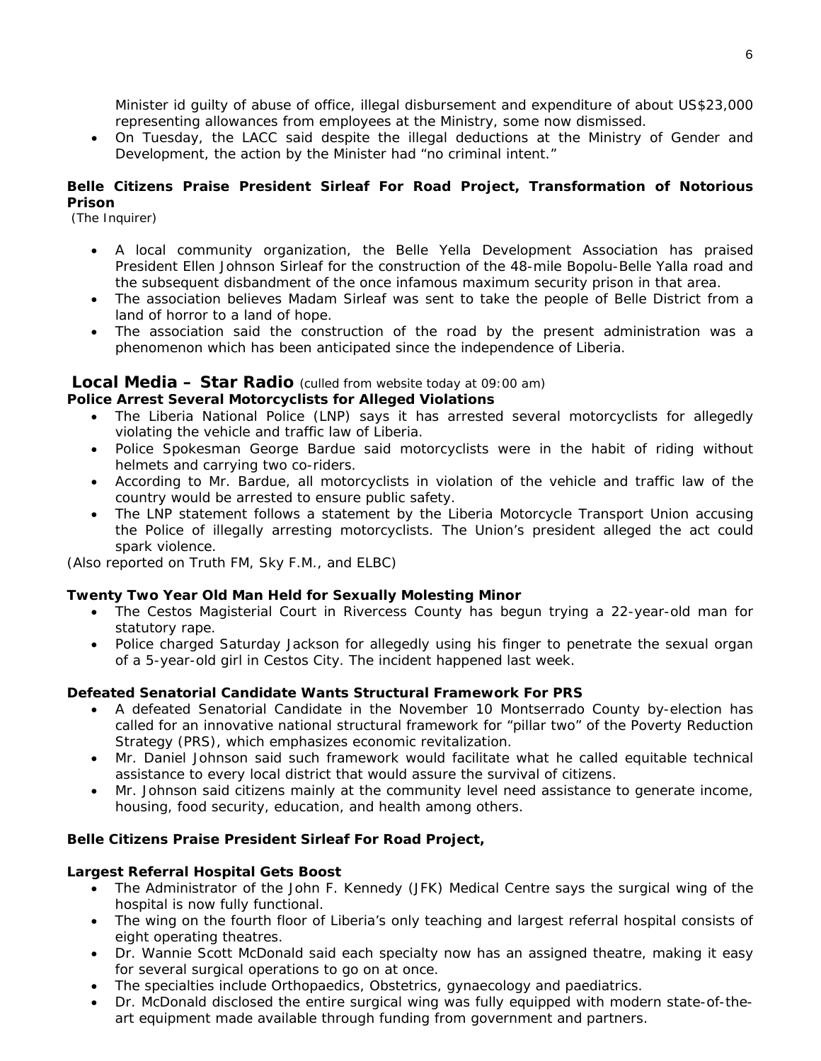Minister id guilty of abuse of office, illegal disbursement and expenditure of about US$23,000 representing allowances from employees at the Ministry, some now dismissed.

- On Tuesday, the LACC said despite the illegal deductions at the Ministry of Gender and Development, the action by the Minister had "no criminal intent."

**Belle Citizens Praise President Sirleaf For Road Project, Transformation of Notorious Prison**
(The Inquirer)

- A local community organization, the Belle Yella Development Association has praised President Ellen Johnson Sirleaf for the construction of the 48-mile Bopolu-Belle Yalla road and the subsequent disbandment of the once infamous maximum security prison in that area.
- The association believes Madam Sirleaf was sent to take the people of Belle District from a land of horror to a land of hope.
- The association said the construction of the road by the present administration was a phenomenon which has been anticipated since the independence of Liberia.

## Local Media – Star Radio (culled from website today at 09:00 am)

**Police Arrest Several Motorcyclists for Alleged Violations**

- The Liberia National Police (LNP) says it has arrested several motorcyclists for allegedly violating the vehicle and traffic law of Liberia.
- Police Spokesman George Bardue said motorcyclists were in the habit of riding without helmets and carrying two co-riders.
- According to Mr. Bardue, all motorcyclists in violation of the vehicle and traffic law of the country would be arrested to ensure public safety.
- The LNP statement follows a statement by the Liberia Motorcycle Transport Union accusing the Police of illegally arresting motorcyclists. The Union's president alleged the act could spark violence.

*(Also reported on Truth FM, Sky F.M., and ELBC)*

**Twenty Two Year Old Man Held for Sexually Molesting Minor**

- The Cestos Magisterial Court in Rivercess County has begun trying a 22-year-old man for statutory rape.
- Police charged Saturday Jackson for allegedly using his finger to penetrate the sexual organ of a 5-year-old girl in Cestos City. The incident happened last week.

**Defeated Senatorial Candidate Wants Structural Framework For PRS**

- A defeated Senatorial Candidate in the November 10 Montserrado County by-election has called for an innovative national structural framework for "pillar two" of the Poverty Reduction Strategy (PRS), which emphasizes economic revitalization.
- Mr. Daniel Johnson said such framework would facilitate what he called equitable technical assistance to every local district that would assure the survival of citizens.
- Mr. Johnson said citizens mainly at the community level need assistance to generate income, housing, food security, education, and health among others.

**Belle Citizens Praise President Sirleaf For Road Project,**

**Largest Referral Hospital Gets Boost**

- The Administrator of the John F. Kennedy (JFK) Medical Centre says the surgical wing of the hospital is now fully functional.
- The wing on the fourth floor of Liberia's only teaching and largest referral hospital consists of eight operating theatres.
- Dr. Wannie Scott McDonald said each specialty now has an assigned theatre, making it easy for several surgical operations to go on at once.
- The specialties include Orthopaedics, Obstetrics, gynaecology and paediatrics.
- Dr. McDonald disclosed the entire surgical wing was fully equipped with modern state-of-the-art equipment made available through funding from government and partners.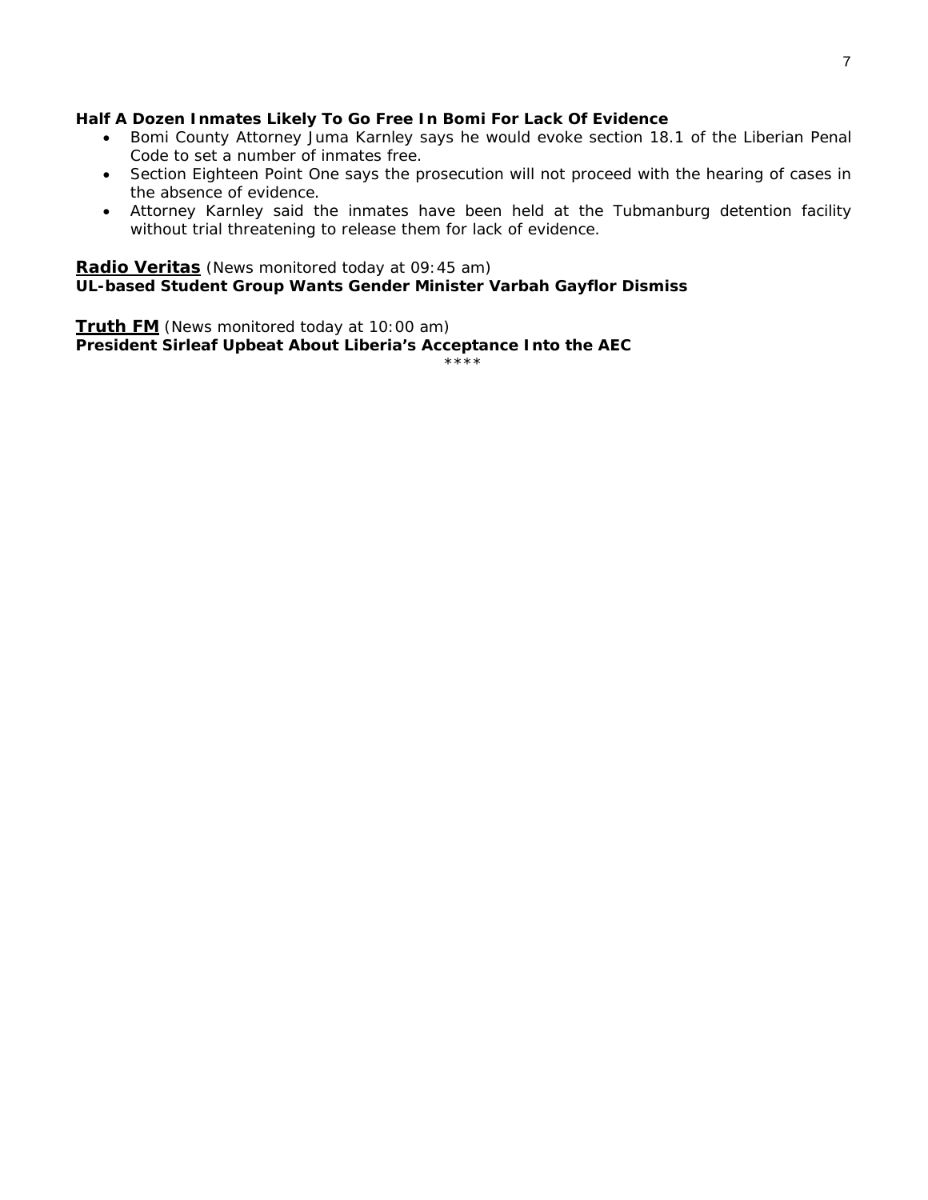**Half A Dozen Inmates Likely To Go Free In Bomi For Lack Of Evidence**

- Bomi County Attorney Juma Karnley says he would evoke section 18.1 of the Liberian Penal Code to set a number of inmates free.
- Section Eighteen Point One says the prosecution will not proceed with the hearing of cases in the absence of evidence.
- Attorney Karnley said the inmates have been held at the Tubmanburg detention facility without trial threatening to release them for lack of evidence.

**Radio Veritas** *(News monitored today at 09:45 am)*
**UL-based Student Group Wants Gender Minister Varbah Gayflor Dismiss**

**Truth FM** *(News monitored today at 10:00 am)*
**President Sirleaf Upbeat About Liberia's Acceptance Into the AEC**

****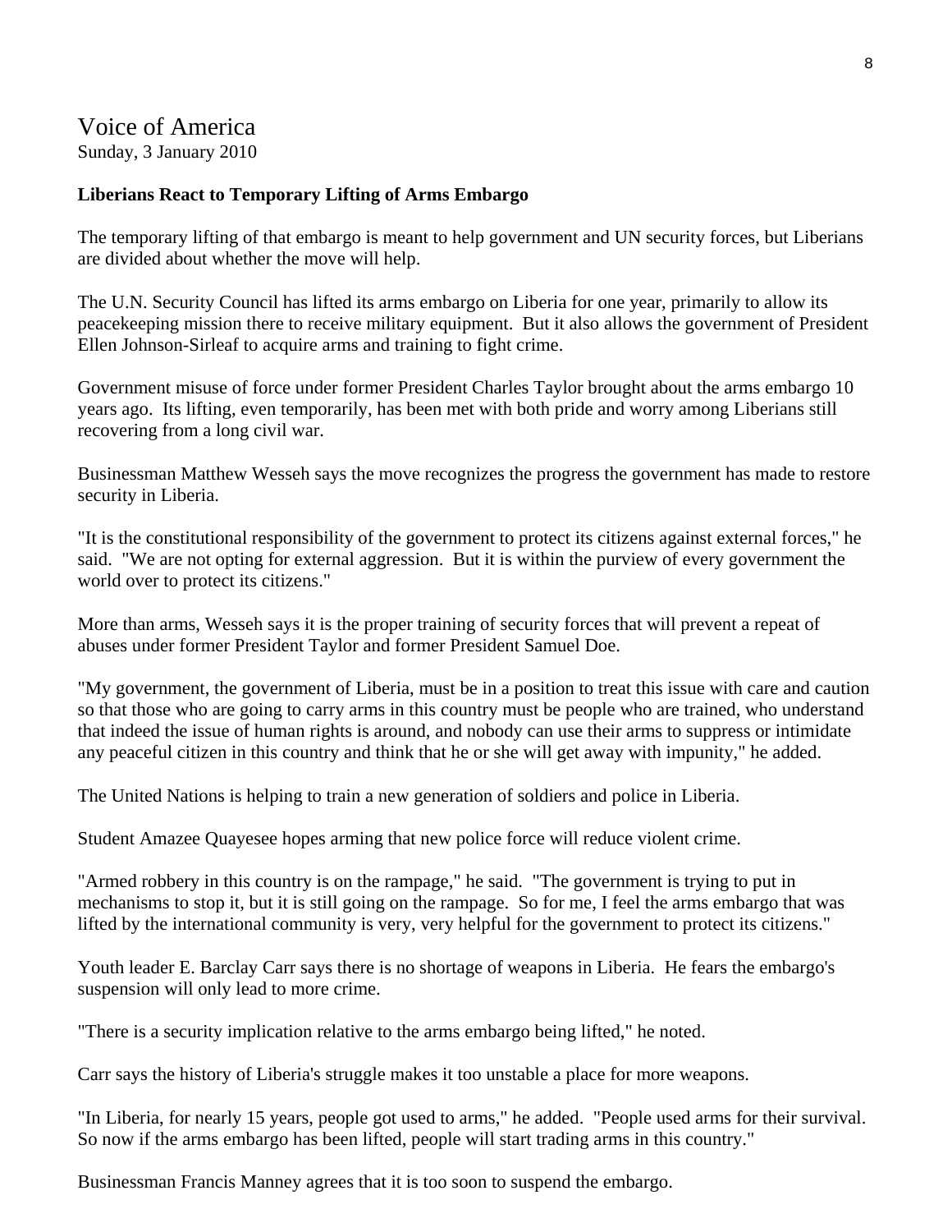# Voice of America

Sunday, 3 January 2010

**Liberians React to Temporary Lifting of Arms Embargo**

The temporary lifting of that embargo is meant to help government and UN security forces, but Liberians are divided about whether the move will help.

The U.N. Security Council has lifted its arms embargo on Liberia for one year, primarily to allow its peacekeeping mission there to receive military equipment. But it also allows the government of President Ellen Johnson-Sirleaf to acquire arms and training to fight crime.

Government misuse of force under former President Charles Taylor brought about the arms embargo 10 years ago. Its lifting, even temporarily, has been met with both pride and worry among Liberians still recovering from a long civil war.

Businessman Matthew Wesseh says the move recognizes the progress the government has made to restore security in Liberia.

"It is the constitutional responsibility of the government to protect its citizens against external forces," he said. "We are not opting for external aggression. But it is within the purview of every government the world over to protect its citizens."

More than arms, Wesseh says it is the proper training of security forces that will prevent a repeat of abuses under former President Taylor and former President Samuel Doe.

"My government, the government of Liberia, must be in a position to treat this issue with care and caution so that those who are going to carry arms in this country must be people who are trained, who understand that indeed the issue of human rights is around, and nobody can use their arms to suppress or intimidate any peaceful citizen in this country and think that he or she will get away with impunity," he added.

The United Nations is helping to train a new generation of soldiers and police in Liberia.

Student Amazee Quayesee hopes arming that new police force will reduce violent crime.

"Armed robbery in this country is on the rampage," he said. "The government is trying to put in mechanisms to stop it, but it is still going on the rampage. So for me, I feel the arms embargo that was lifted by the international community is very, very helpful for the government to protect its citizens."

Youth leader E. Barclay Carr says there is no shortage of weapons in Liberia. He fears the embargo's suspension will only lead to more crime.

"There is a security implication relative to the arms embargo being lifted," he noted.

Carr says the history of Liberia's struggle makes it too unstable a place for more weapons.

"In Liberia, for nearly 15 years, people got used to arms," he added. "People used arms for their survival. So now if the arms embargo has been lifted, people will start trading arms in this country."

Businessman Francis Manney agrees that it is too soon to suspend the embargo.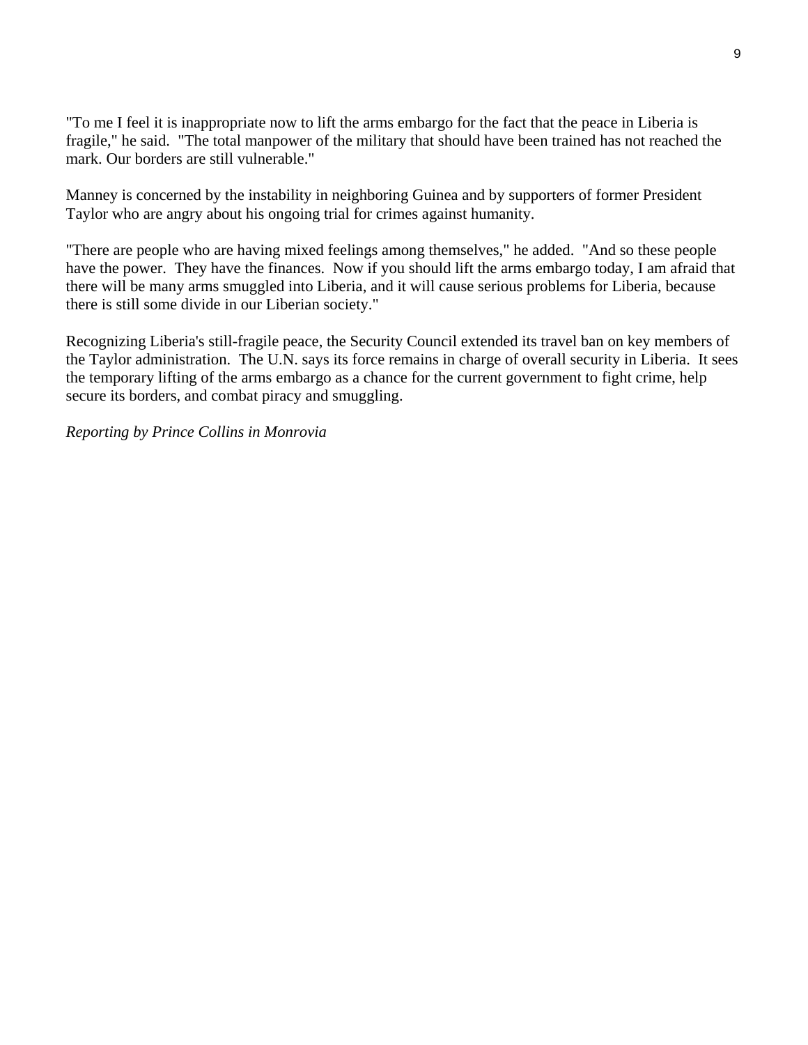"To me I feel it is inappropriate now to lift the arms embargo for the fact that the peace in Liberia is fragile," he said. "The total manpower of the military that should have been trained has not reached the mark. Our borders are still vulnerable."

Manney is concerned by the instability in neighboring Guinea and by supporters of former President Taylor who are angry about his ongoing trial for crimes against humanity.

"There are people who are having mixed feelings among themselves," he added. "And so these people have the power. They have the finances. Now if you should lift the arms embargo today, I am afraid that there will be many arms smuggled into Liberia, and it will cause serious problems for Liberia, because there is still some divide in our Liberian society."

Recognizing Liberia's still-fragile peace, the Security Council extended its travel ban on key members of the Taylor administration. The U.N. says its force remains in charge of overall security in Liberia. It sees the temporary lifting of the arms embargo as a chance for the current government to fight crime, help secure its borders, and combat piracy and smuggling.

*Reporting by Prince Collins in Monrovia*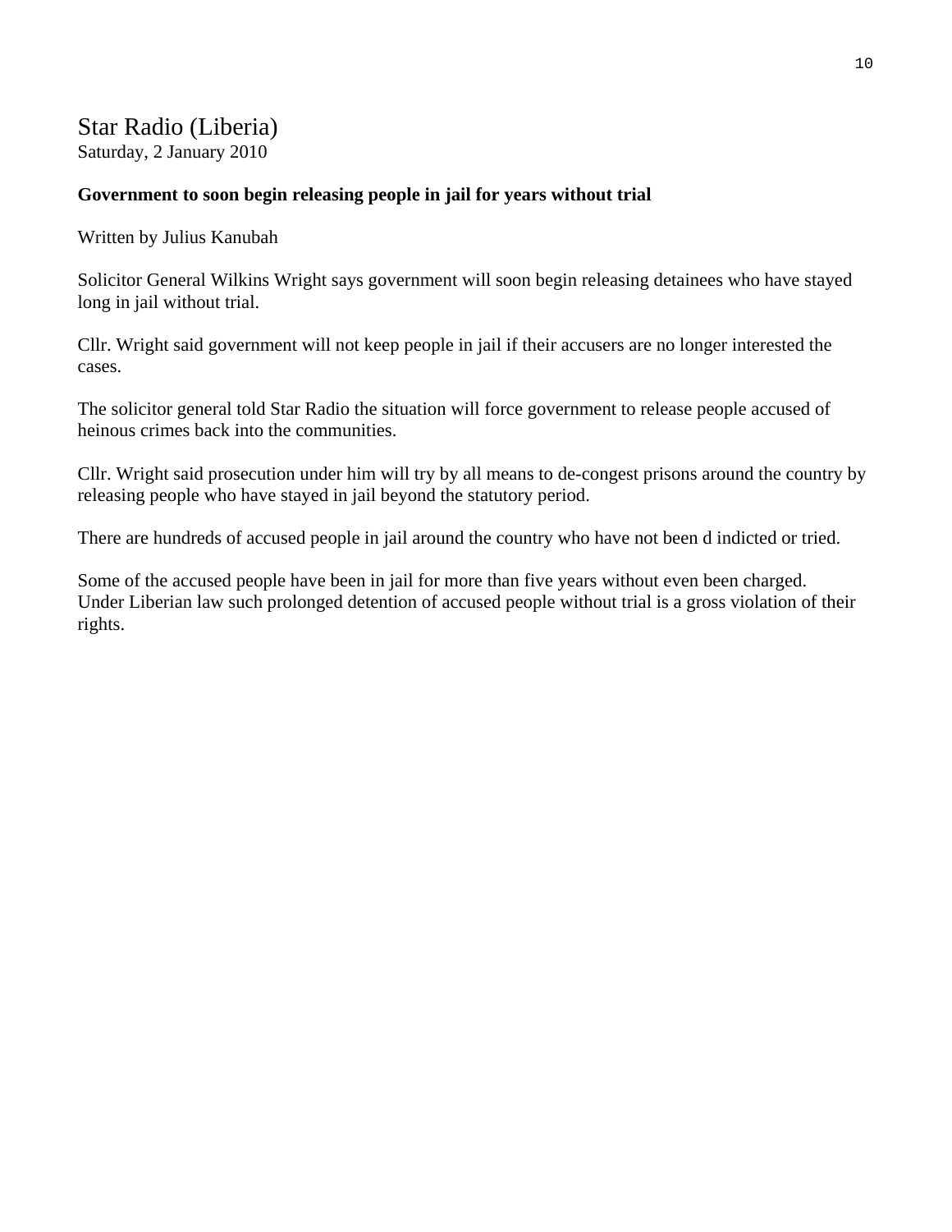## Star Radio (Liberia)

Saturday, 2 January 2010

**Government to soon begin releasing people in jail for years without trial**

Written by Julius Kanubah

Solicitor General Wilkins Wright says government will soon begin releasing detainees who have stayed long in jail without trial.

Cllr. Wright said government will not keep people in jail if their accusers are no longer interested the cases.

The solicitor general told Star Radio the situation will force government to release people accused of heinous crimes back into the communities.

Cllr. Wright said prosecution under him will try by all means to de-congest prisons around the country by releasing people who have stayed in jail beyond the statutory period.

There are hundreds of accused people in jail around the country who have not been d indicted or tried.

Some of the accused people have been in jail for more than five years without even been charged.
Under Liberian law such prolonged detention of accused people without trial is a gross violation of their rights.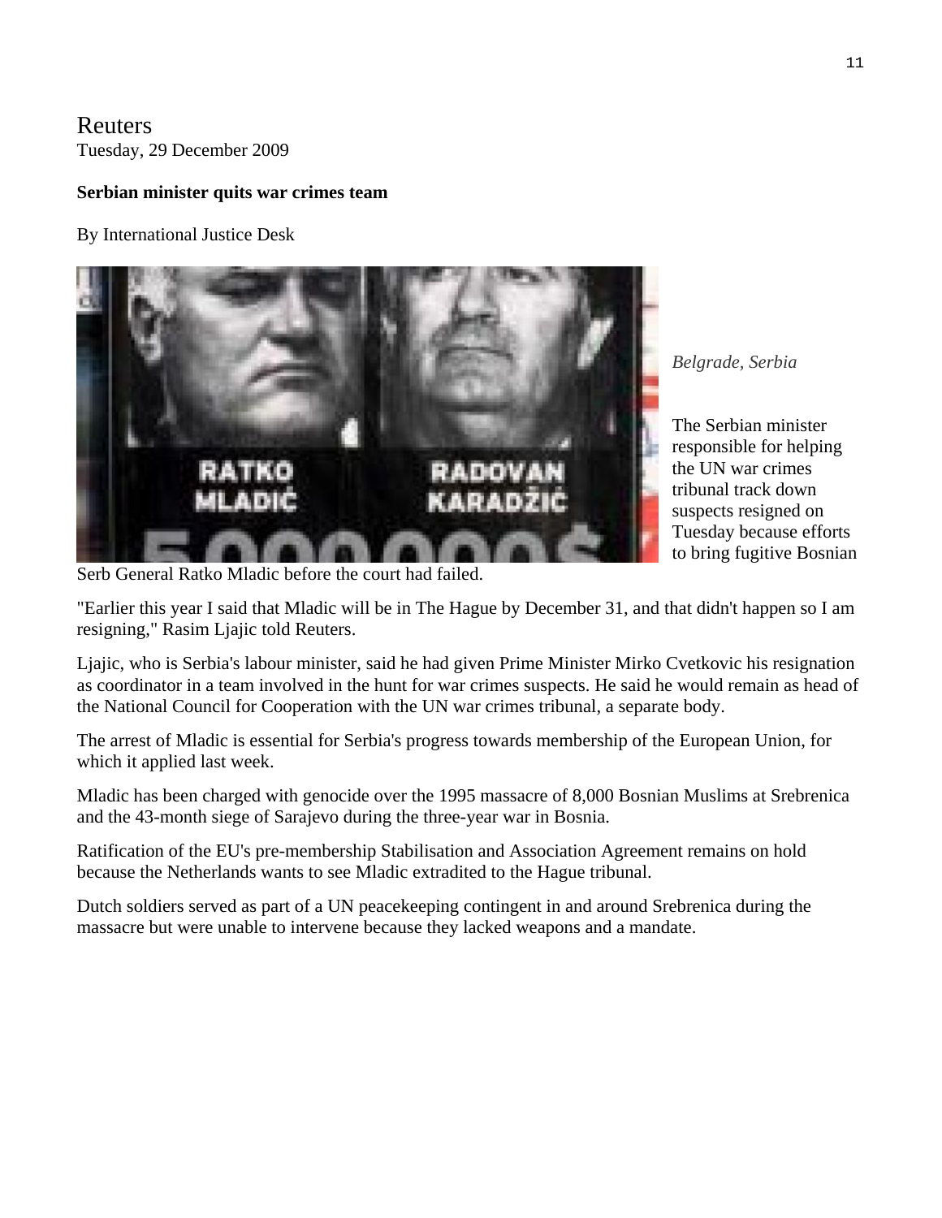Reuters
Tuesday, 29 December 2009

**Serbian minister quits war crimes team**

By International Justice Desk

*Belgrade, Serbia*

The Serbian minister responsible for helping the UN war crimes tribunal track down suspects resigned on Tuesday because efforts to bring fugitive Bosnian Serb General Ratko Mladic before the court had failed.

"Earlier this year I said that Mladic will be in The Hague by December 31, and that didn't happen so I am resigning," Rasim Ljajic told Reuters.

Ljajic, who is Serbia's labour minister, said he had given Prime Minister Mirko Cvetkovic his resignation as coordinator in a team involved in the hunt for war crimes suspects. He said he would remain as head of the National Council for Cooperation with the UN war crimes tribunal, a separate body.

The arrest of Mladic is essential for Serbia's progress towards membership of the European Union, for which it applied last week.

Mladic has been charged with genocide over the 1995 massacre of 8,000 Bosnian Muslims at Srebrenica and the 43-month siege of Sarajevo during the three-year war in Bosnia.

Ratification of the EU's pre-membership Stabilisation and Association Agreement remains on hold because the Netherlands wants to see Mladic extradited to the Hague tribunal.

Dutch soldiers served as part of a UN peacekeeping contingent in and around Srebrenica during the massacre but were unable to intervene because they lacked weapons and a mandate.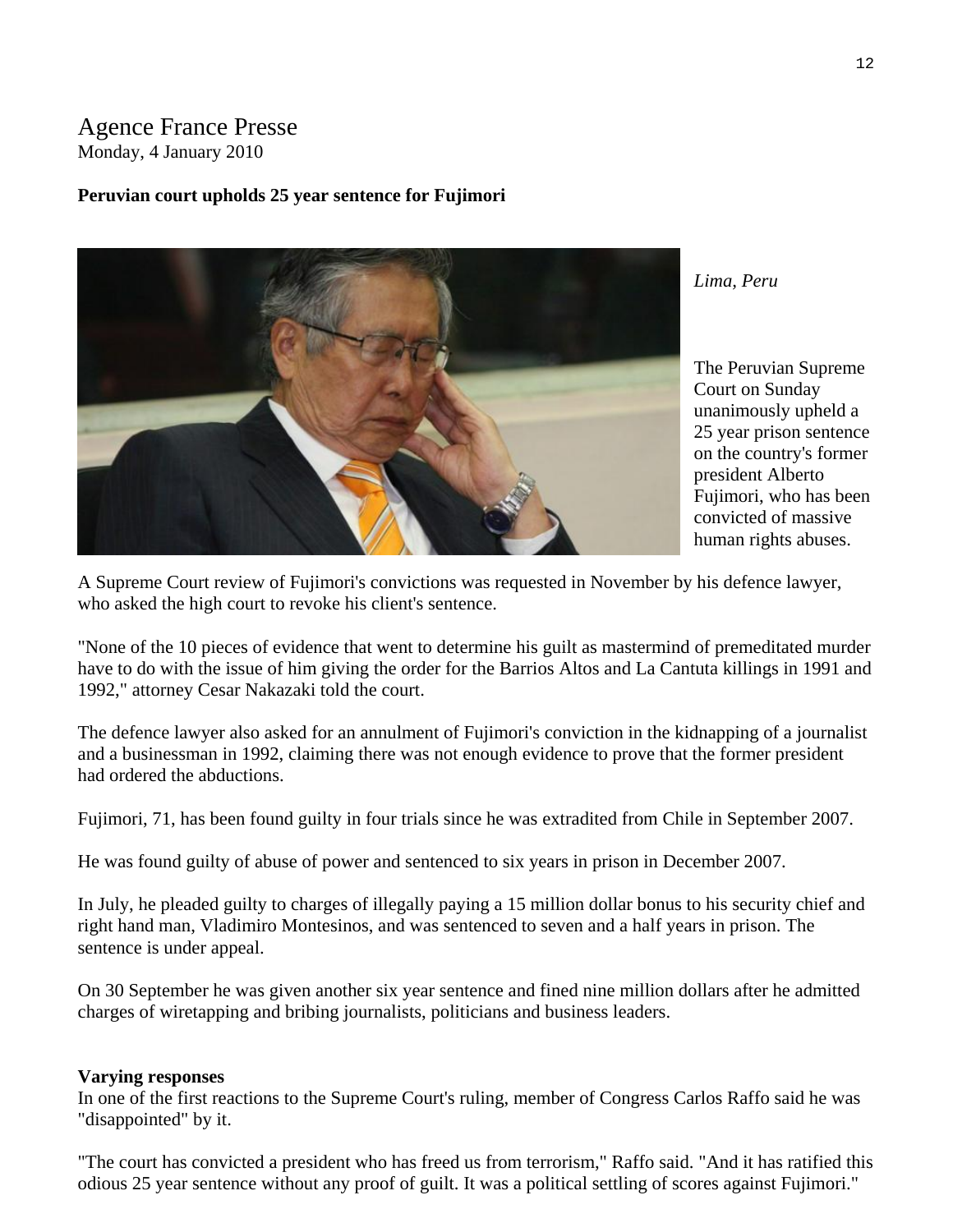Agence France Presse
Monday, 4 January 2010

**Peruvian court upholds 25 year sentence for Fujimori**

*Lima, Peru*

The Peruvian Supreme Court on Sunday unanimously upheld a 25 year prison sentence on the country's former president Alberto Fujimori, who has been convicted of massive human rights abuses.

A Supreme Court review of Fujimori's convictions was requested in November by his defence lawyer, who asked the high court to revoke his client's sentence.

"None of the 10 pieces of evidence that went to determine his guilt as mastermind of premeditated murder have to do with the issue of him giving the order for the Barrios Altos and La Cantuta killings in 1991 and 1992," attorney Cesar Nakazaki told the court.

The defence lawyer also asked for an annulment of Fujimori's conviction in the kidnapping of a journalist and a businessman in 1992, claiming there was not enough evidence to prove that the former president had ordered the abductions.

Fujimori, 71, has been found guilty in four trials since he was extradited from Chile in September 2007.

He was found guilty of abuse of power and sentenced to six years in prison in December 2007.

In July, he pleaded guilty to charges of illegally paying a 15 million dollar bonus to his security chief and right hand man, Vladimiro Montesinos, and was sentenced to seven and a half years in prison. The sentence is under appeal.

On 30 September he was given another six year sentence and fined nine million dollars after he admitted charges of wiretapping and bribing journalists, politicians and business leaders.

**Varying responses**

In one of the first reactions to the Supreme Court's ruling, member of Congress Carlos Raffo said he was "disappointed" by it.

"The court has convicted a president who has freed us from terrorism," Raffo said. "And it has ratified this odious 25 year sentence without any proof of guilt. It was a political settling of scores against Fujimori."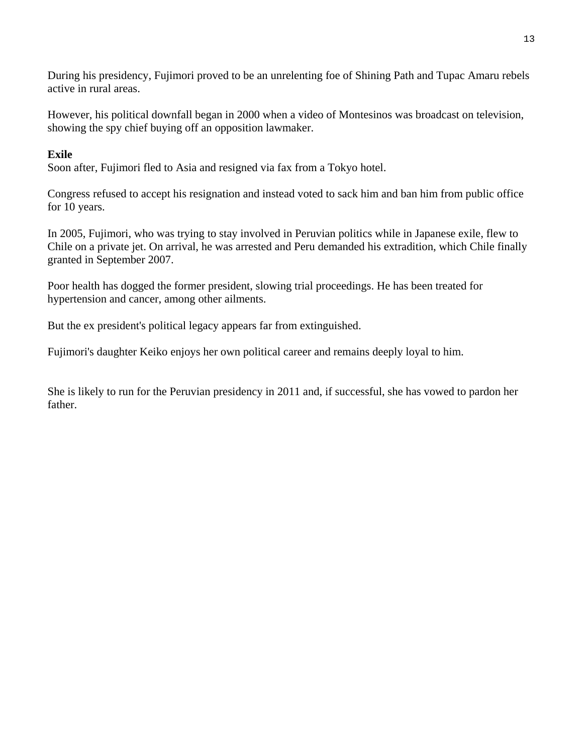During his presidency, Fujimori proved to be an unrelenting foe of Shining Path and Tupac Amaru rebels active in rural areas.

However, his political downfall began in 2000 when a video of Montesinos was broadcast on television, showing the spy chief buying off an opposition lawmaker.

**Exile**

Soon after, Fujimori fled to Asia and resigned via fax from a Tokyo hotel.

Congress refused to accept his resignation and instead voted to sack him and ban him from public office for 10 years.

In 2005, Fujimori, who was trying to stay involved in Peruvian politics while in Japanese exile, flew to Chile on a private jet. On arrival, he was arrested and Peru demanded his extradition, which Chile finally granted in September 2007.

Poor health has dogged the former president, slowing trial proceedings. He has been treated for hypertension and cancer, among other ailments.

But the ex president's political legacy appears far from extinguished.

Fujimori's daughter Keiko enjoys her own political career and remains deeply loyal to him.

She is likely to run for the Peruvian presidency in 2011 and, if successful, she has vowed to pardon her father.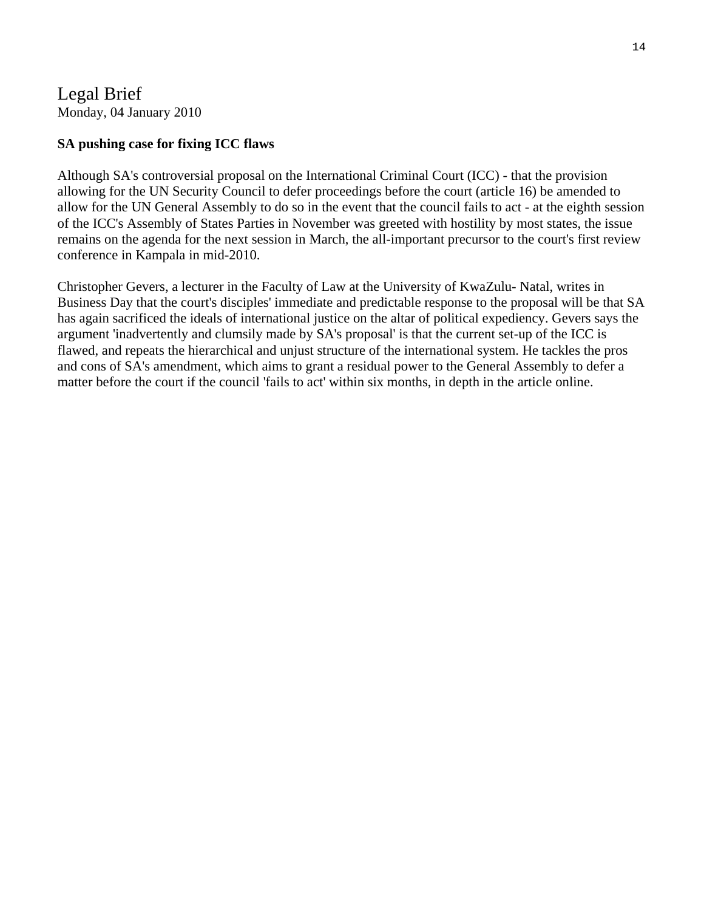## Legal Brief

Monday, 04 January 2010

**SA pushing case for fixing ICC flaws**

Although SA's controversial proposal on the International Criminal Court (ICC) - that the provision allowing for the UN Security Council to defer proceedings before the court (article 16) be amended to allow for the UN General Assembly to do so in the event that the council fails to act - at the eighth session of the ICC's Assembly of States Parties in November was greeted with hostility by most states, the issue remains on the agenda for the next session in March, the all-important precursor to the court's first review conference in Kampala in mid-2010.

Christopher Gevers, a lecturer in the Faculty of Law at the University of KwaZulu- Natal, writes in Business Day that the court's disciples' immediate and predictable response to the proposal will be that SA has again sacrificed the ideals of international justice on the altar of political expediency. Gevers says the argument 'inadvertently and clumsily made by SA's proposal' is that the current set-up of the ICC is flawed, and repeats the hierarchical and unjust structure of the international system. He tackles the pros and cons of SA's amendment, which aims to grant a residual power to the General Assembly to defer a matter before the court if the council 'fails to act' within six months, in depth in the article online.